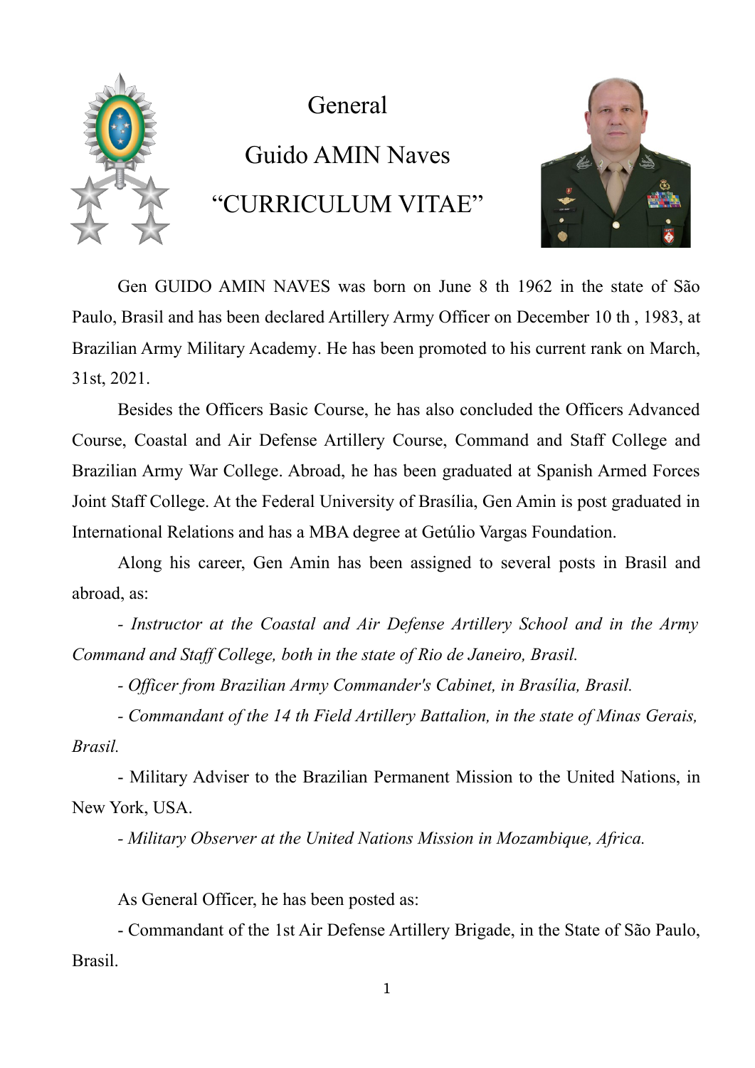# General

# Guido AMIN Naves

# "CURRICULUM VITAE"

Gen GUIDO AMIN NAVES was born on June 8 th 1962 in the state of São Paulo, Brasil and has been declared Artillery Army Officer on December 10 th , 1983, at Brazilian Army Military Academy. He has been promoted to his current rank on March, 31st, 2021.

Besides the Officers Basic Course, he has also concluded the Officers Advanced Course, Coastal and Air Defense Artillery Course, Command and Staff College and Brazilian Army War College. Abroad, he has been graduated at Spanish Armed Forces Joint Staff College. At the Federal University of Brasília, Gen Amin is post graduated in International Relations and has a MBA degree at Getúlio Vargas Foundation.

Along his career, Gen Amin has been assigned to several posts in Brasil and abroad, as:

- *Instructor at the Coastal and Air Defense Artillery School and in the Army Command and Staff College, both in the state of Rio de Janeiro, Brasil.*
- *Officer from Brazilian Army Commander's Cabinet, in Brasília, Brasil.*
- *Commandant of the 14 th Field Artillery Battalion, in the state of Minas Gerais, Brasil.*
- Military Adviser to the Brazilian Permanent Mission to the United Nations, in New York, USA.
- *Military Observer at the United Nations Mission in Mozambique, Africa.*

As General Officer, he has been posted as:

- Commandant of the 1st Air Defense Artillery Brigade, in the State of São Paulo, Brasil.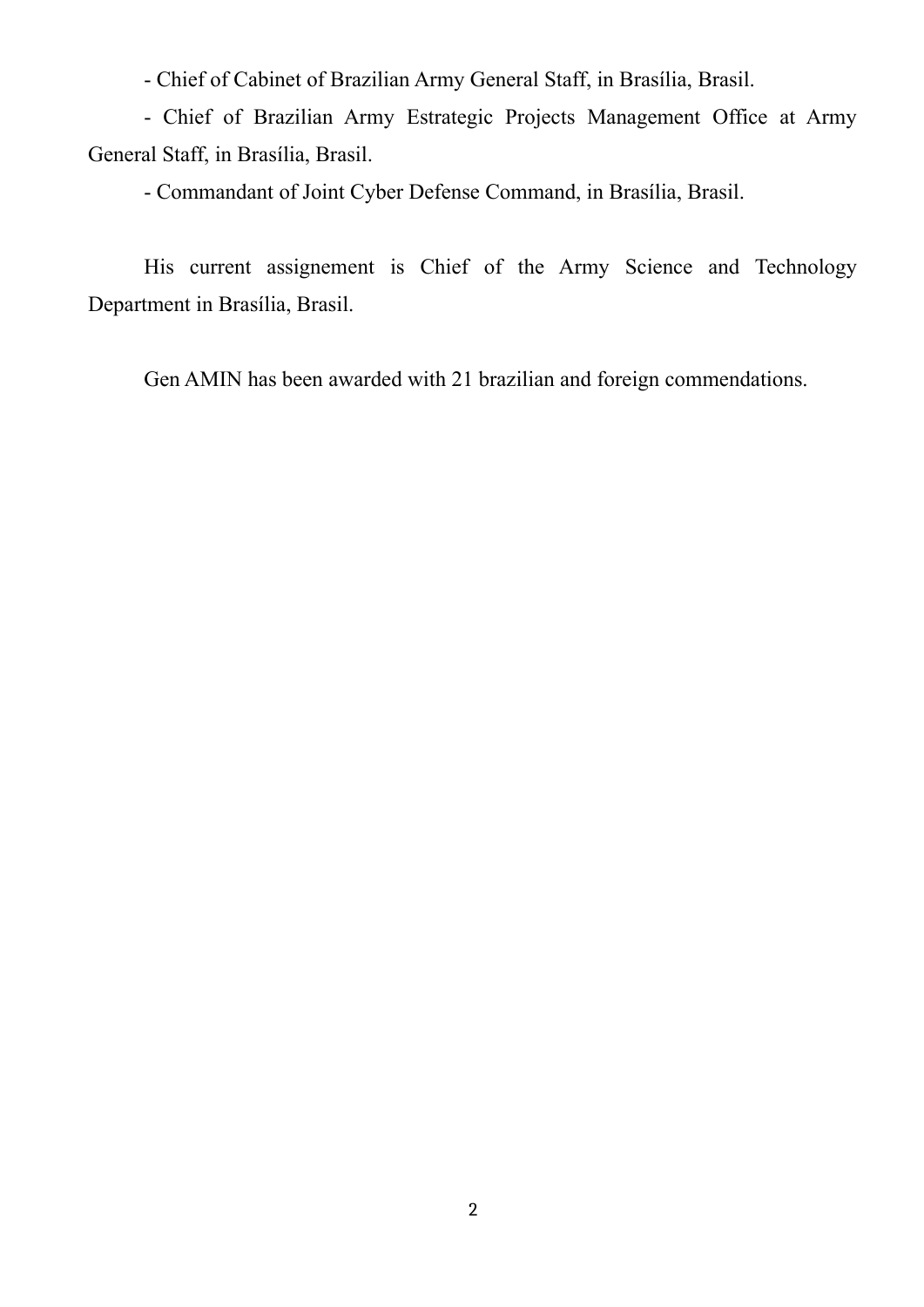- Chief of Cabinet of Brazilian Army General Staff, in Brasília, Brasil.

- Chief of Brazilian Army Estrategic Projects Management Office at Army General Staff, in Brasília, Brasil.

- Commandant of Joint Cyber Defense Command, in Brasília, Brasil.

His current assignement is Chief of the Army Science and Technology Department in Brasília, Brasil.

Gen AMIN has been awarded with 21 brazilian and foreign commendations.